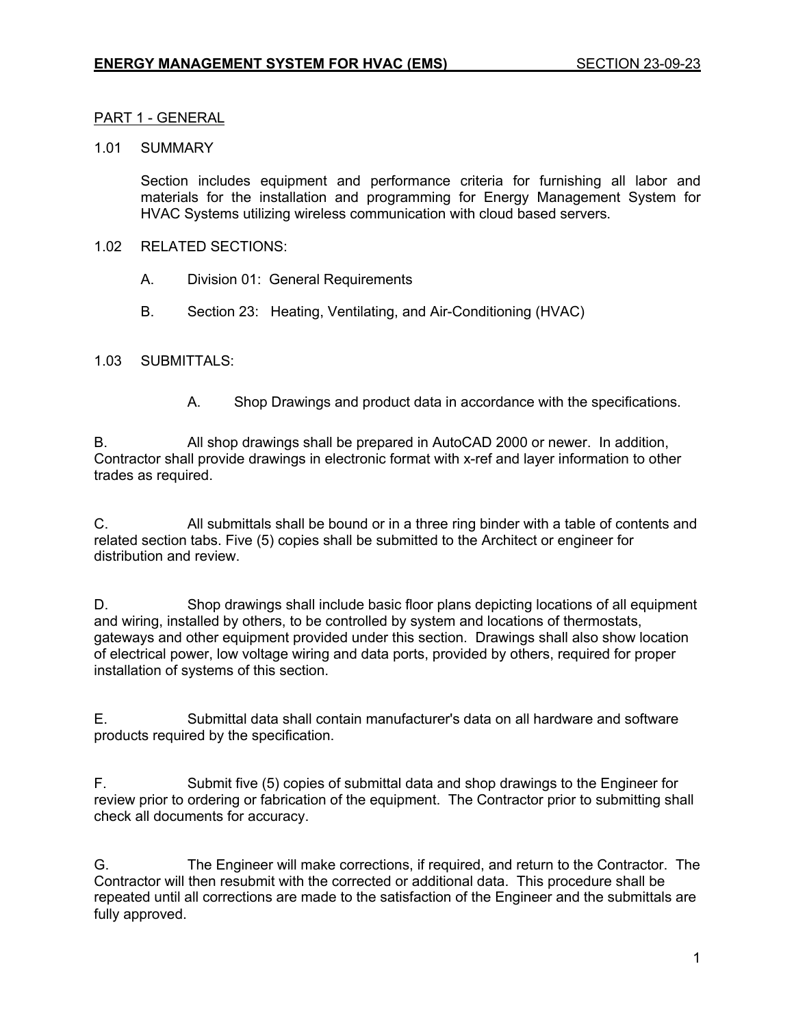# ENERGY MANAGEMENT SYSTEM FOR HVAC (EMS) SECTION 23-09-23

## PART 1 - GENERAL

### 1.01 SUMMARY

Section includes equipment and performance criteria for furnishing all labor and materials for the installation and programming for Energy Management System for HVAC Systems utilizing wireless communication with cloud based servers.

### 1.02 RELATED SECTIONS:

A. Division 01: General Requirements

B. Section 23: Heating, Ventilating, and Air-Conditioning (HVAC)

### 1.03 SUBMITTALS:

A. Shop Drawings and product data in accordance with the specifications.

B. All shop drawings shall be prepared in AutoCAD 2000 or newer. In addition, Contractor shall provide drawings in electronic format with x-ref and layer information to other trades as required.

C. All submittals shall be bound or in a three ring binder with a table of contents and related section tabs. Five (5) copies shall be submitted to the Architect or engineer for distribution and review.

D. Shop drawings shall include basic floor plans depicting locations of all equipment and wiring, installed by others, to be controlled by system and locations of thermostats, gateways and other equipment provided under this section. Drawings shall also show location of electrical power, low voltage wiring and data ports, provided by others, required for proper installation of systems of this section.

E. Submittal data shall contain manufacturer's data on all hardware and software products required by the specification.

F. Submit five (5) copies of submittal data and shop drawings to the Engineer for review prior to ordering or fabrication of the equipment. The Contractor prior to submitting shall check all documents for accuracy.

G. The Engineer will make corrections, if required, and return to the Contractor. The Contractor will then resubmit with the corrected or additional data. This procedure shall be repeated until all corrections are made to the satisfaction of the Engineer and the submittals are fully approved.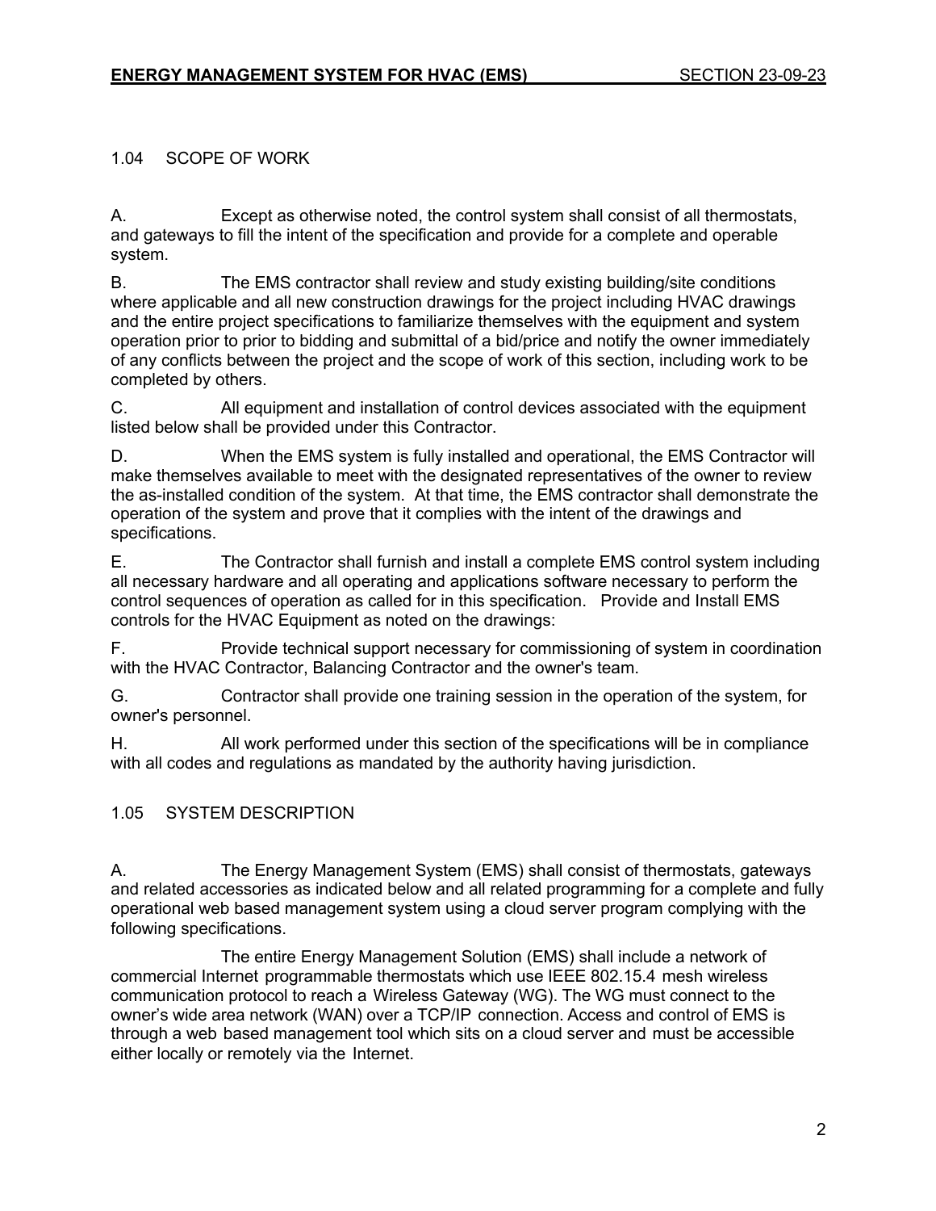## 1.04 SCOPE OF WORK

A. Except as otherwise noted, the control system shall consist of all thermostats, and gateways to fill the intent of the specification and provide for a complete and operable system.

B. The EMS contractor shall review and study existing building/site conditions where applicable and all new construction drawings for the project including HVAC drawings and the entire project specifications to familiarize themselves with the equipment and system operation prior to prior to bidding and submittal of a bid/price and notify the owner immediately of any conflicts between the project and the scope of work of this section, including work to be completed by others.

C. All equipment and installation of control devices associated with the equipment listed below shall be provided under this Contractor.

D. When the EMS system is fully installed and operational, the EMS Contractor will make themselves available to meet with the designated representatives of the owner to review the as-installed condition of the system. At that time, the EMS contractor shall demonstrate the operation of the system and prove that it complies with the intent of the drawings and specifications.

E. The Contractor shall furnish and install a complete EMS control system including all necessary hardware and all operating and applications software necessary to perform the control sequences of operation as called for in this specification. Provide and Install EMS controls for the HVAC Equipment as noted on the drawings:

F. Provide technical support necessary for commissioning of system in coordination with the HVAC Contractor, Balancing Contractor and the owner's team.

G. Contractor shall provide one training session in the operation of the system, for owner's personnel.

H. All work performed under this section of the specifications will be in compliance with all codes and regulations as mandated by the authority having jurisdiction.

## 1.05 SYSTEM DESCRIPTION

A. The Energy Management System (EMS) shall consist of thermostats, gateways and related accessories as indicated below and all related programming for a complete and fully operational web based management system using a cloud server program complying with the following specifications.

The entire Energy Management Solution (EMS) shall include a network of commercial Internet programmable thermostats which use IEEE 802.15.4 mesh wireless communication protocol to reach a Wireless Gateway (WG). The WG must connect to the owner's wide area network (WAN) over a TCP/IP connection. Access and control of EMS is through a web based management tool which sits on a cloud server and must be accessible either locally or remotely via the Internet.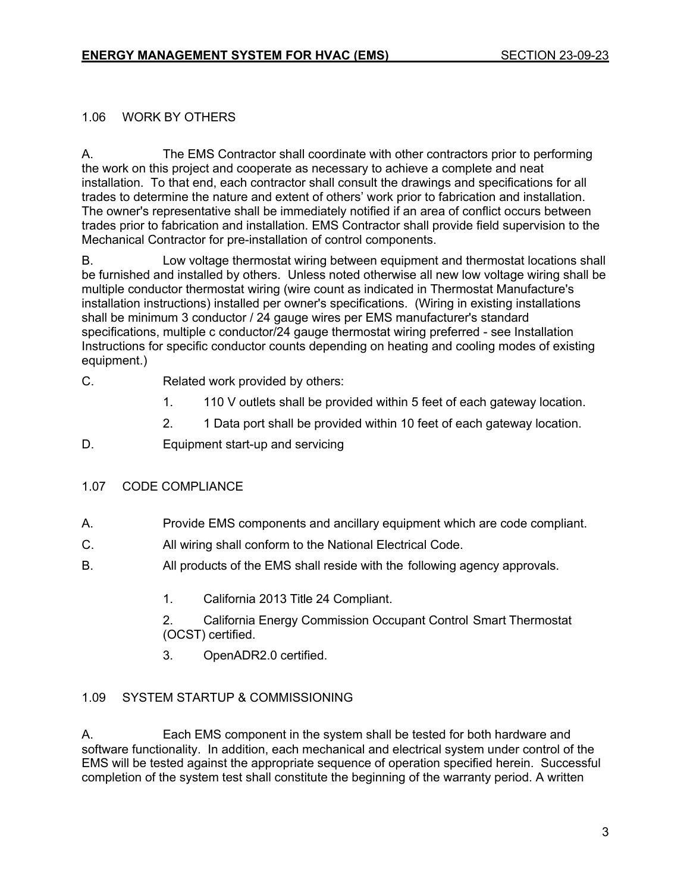1.06 WORK BY OTHERS

A. The EMS Contractor shall coordinate with other contractors prior to performing the work on this project and cooperate as necessary to achieve a complete and neat installation. To that end, each contractor shall consult the drawings and specifications for all trades to determine the nature and extent of others' work prior to fabrication and installation. The owner's representative shall be immediately notified if an area of conflict occurs between trades prior to fabrication and installation. EMS Contractor shall provide field supervision to the Mechanical Contractor for pre-installation of control components.

B. Low voltage thermostat wiring between equipment and thermostat locations shall be furnished and installed by others. Unless noted otherwise all new low voltage wiring shall be multiple conductor thermostat wiring (wire count as indicated in Thermostat Manufacture's installation instructions) installed per owner's specifications. (Wiring in existing installations shall be minimum 3 conductor / 24 gauge wires per EMS manufacturer's standard specifications, multiple c conductor/24 gauge thermostat wiring preferred - see Installation Instructions for specific conductor counts depending on heating and cooling modes of existing equipment.)

C. Related work provided by others:

1. 110 V outlets shall be provided within 5 feet of each gateway location.
2. 1 Data port shall be provided within 10 feet of each gateway location.

D. Equipment start-up and servicing

1.07 CODE COMPLIANCE

A. Provide EMS components and ancillary equipment which are code compliant.

C. All wiring shall conform to the National Electrical Code.

B. All products of the EMS shall reside with the following agency approvals.

1. California 2013 Title 24 Compliant.
2. California Energy Commission Occupant Control Smart Thermostat (OCST) certified.
3. OpenADR2.0 certified.

1.09 SYSTEM STARTUP & COMMISSIONING

A. Each EMS component in the system shall be tested for both hardware and software functionality. In addition, each mechanical and electrical system under control of the EMS will be tested against the appropriate sequence of operation specified herein. Successful completion of the system test shall constitute the beginning of the warranty period. A written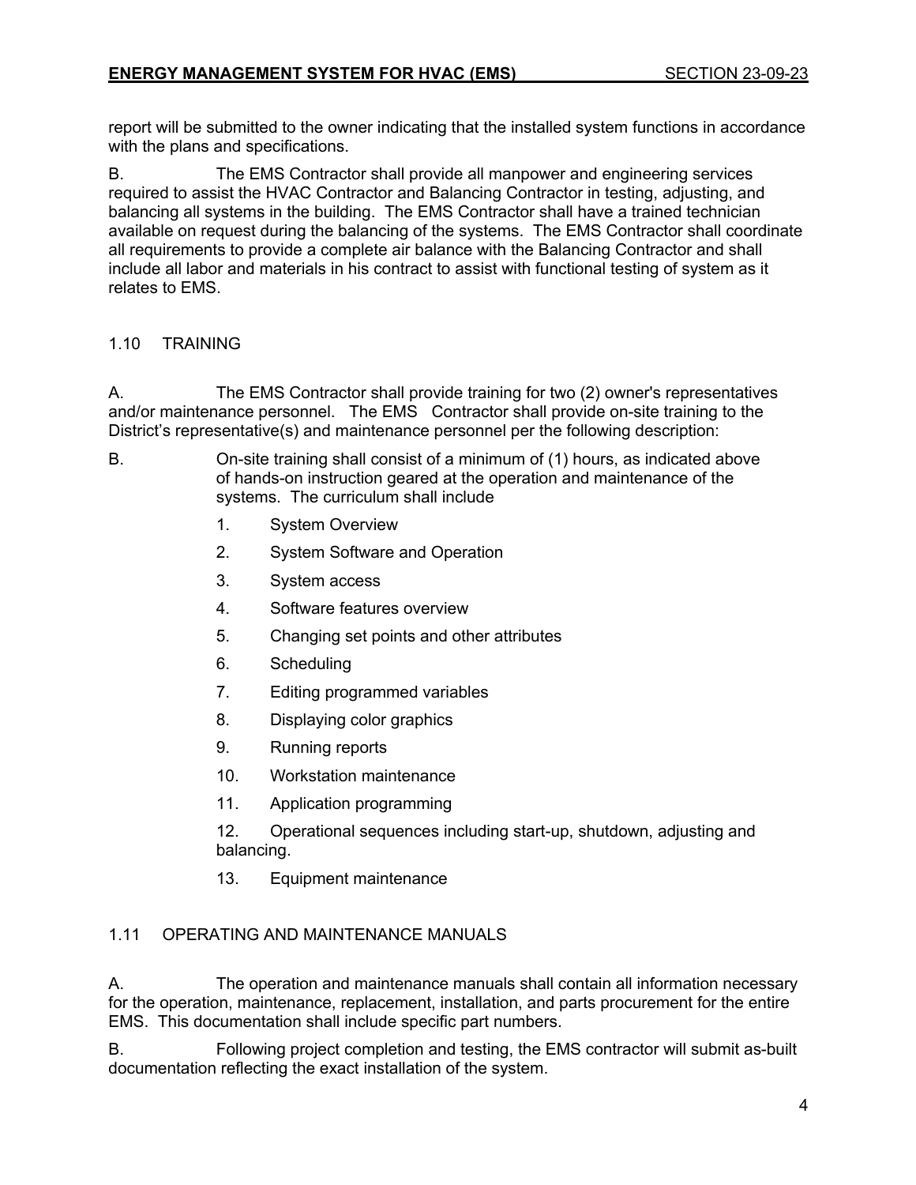report will be submitted to the owner indicating that the installed system functions in accordance with the plans and specifications.

B. The EMS Contractor shall provide all manpower and engineering services required to assist the HVAC Contractor and Balancing Contractor in testing, adjusting, and balancing all systems in the building. The EMS Contractor shall have a trained technician available on request during the balancing of the systems. The EMS Contractor shall coordinate all requirements to provide a complete air balance with the Balancing Contractor and shall include all labor and materials in his contract to assist with functional testing of system as it relates to EMS.

## 1.10 TRAINING

A. The EMS Contractor shall provide training for two (2) owner's representatives and/or maintenance personnel. The EMS Contractor shall provide on-site training to the District's representative(s) and maintenance personnel per the following description:

B. On-site training shall consist of a minimum of (1) hours, as indicated above of hands-on instruction geared at the operation and maintenance of the systems. The curriculum shall include

1. System Overview
2. System Software and Operation
3. System access
4. Software features overview
5. Changing set points and other attributes
6. Scheduling
7. Editing programmed variables
8. Displaying color graphics
9. Running reports
10. Workstation maintenance
11. Application programming
12. Operational sequences including start-up, shutdown, adjusting and balancing.
13. Equipment maintenance

## 1.11 OPERATING AND MAINTENANCE MANUALS

A. The operation and maintenance manuals shall contain all information necessary for the operation, maintenance, replacement, installation, and parts procurement for the entire EMS. This documentation shall include specific part numbers.

B. Following project completion and testing, the EMS contractor will submit as-built documentation reflecting the exact installation of the system.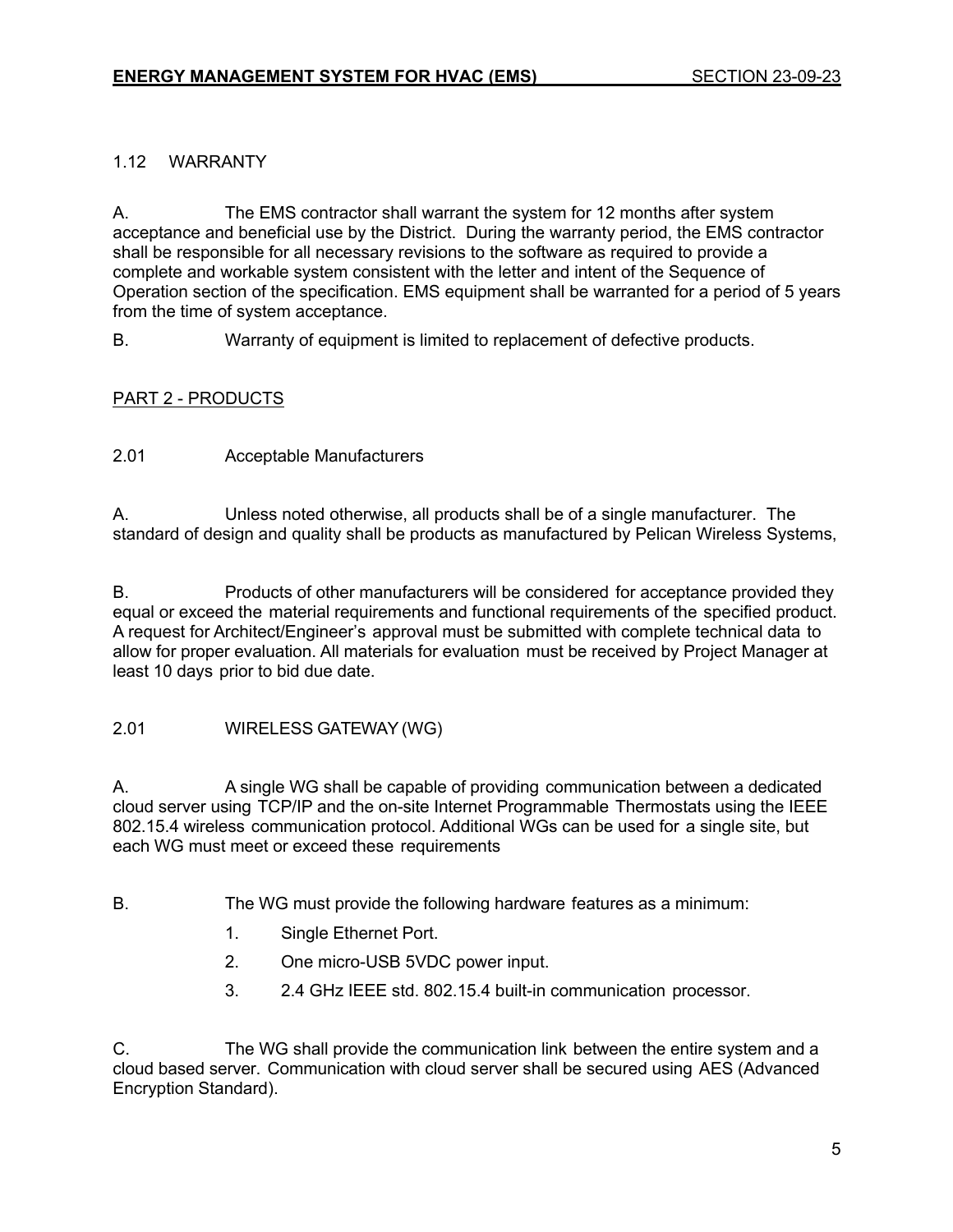## 1.12 WARRANTY

A. The EMS contractor shall warrant the system for 12 months after system acceptance and beneficial use by the District. During the warranty period, the EMS contractor shall be responsible for all necessary revisions to the software as required to provide a complete and workable system consistent with the letter and intent of the Sequence of Operation section of the specification. EMS equipment shall be warranted for a period of 5 years from the time of system acceptance.

B. Warranty of equipment is limited to replacement of defective products.

# PART 2 - PRODUCTS

## 2.01 Acceptable Manufacturers

A. Unless noted otherwise, all products shall be of a single manufacturer. The standard of design and quality shall be products as manufactured by Pelican Wireless Systems,

B. Products of other manufacturers will be considered for acceptance provided they equal or exceed the material requirements and functional requirements of the specified product. A request for Architect/Engineer's approval must be submitted with complete technical data to allow for proper evaluation. All materials for evaluation must be received by Project Manager at least 10 days prior to bid due date.

## 2.01 WIRELESS GATEWAY (WG)

A. A single WG shall be capable of providing communication between a dedicated cloud server using TCP/IP and the on-site Internet Programmable Thermostats using the IEEE 802.15.4 wireless communication protocol. Additional WGs can be used for a single site, but each WG must meet or exceed these requirements

B. The WG must provide the following hardware features as a minimum:

1. Single Ethernet Port.
2. One micro-USB 5VDC power input.
3. 2.4 GHz IEEE std. 802.15.4 built-in communication processor.

C. The WG shall provide the communication link between the entire system and a cloud based server. Communication with cloud server shall be secured using AES (Advanced Encryption Standard).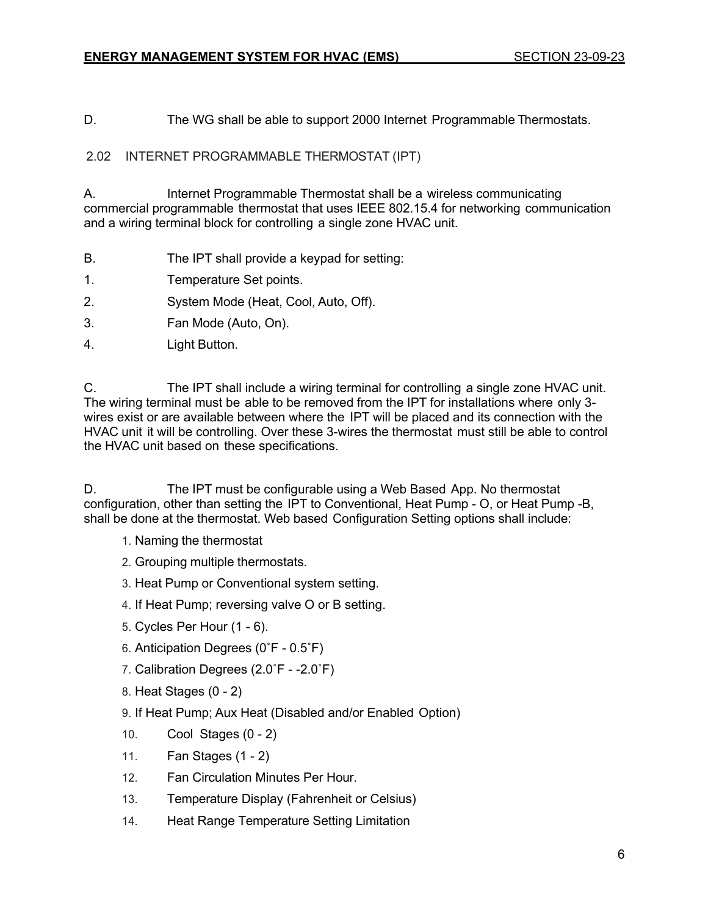D. The WG shall be able to support 2000 Internet Programmable Thermostats.

## 2.02 INTERNET PROGRAMMABLE THERMOSTAT (IPT)

A. Internet Programmable Thermostat shall be a wireless communicating commercial programmable thermostat that uses IEEE 802.15.4 for networking communication and a wiring terminal block for controlling a single zone HVAC unit.

B. The IPT shall provide a keypad for setting:

1. Temperature Set points.
2. System Mode (Heat, Cool, Auto, Off).
3. Fan Mode (Auto, On).
4. Light Button.

C. The IPT shall include a wiring terminal for controlling a single zone HVAC unit. The wiring terminal must be able to be removed from the IPT for installations where only 3-wires exist or are available between where the IPT will be placed and its connection with the HVAC unit it will be controlling. Over these 3-wires the thermostat must still be able to control the HVAC unit based on these specifications.

D. The IPT must be configurable using a Web Based App. No thermostat configuration, other than setting the IPT to Conventional, Heat Pump - O, or Heat Pump -B, shall be done at the thermostat. Web based Configuration Setting options shall include:

1. Naming the thermostat
2. Grouping multiple thermostats.
3. Heat Pump or Conventional system setting.
4. If Heat Pump; reversing valve O or B setting.
5. Cycles Per Hour (1 - 6).
6. Anticipation Degrees (0˚F - 0.5˚F)
7. Calibration Degrees (2.0˚F - -2.0˚F)
8. Heat Stages (0 - 2)
9. If Heat Pump; Aux Heat (Disabled and/or Enabled Option)
10. Cool Stages (0 - 2)
11. Fan Stages (1 - 2)
12. Fan Circulation Minutes Per Hour.
13. Temperature Display (Fahrenheit or Celsius)
14. Heat Range Temperature Setting Limitation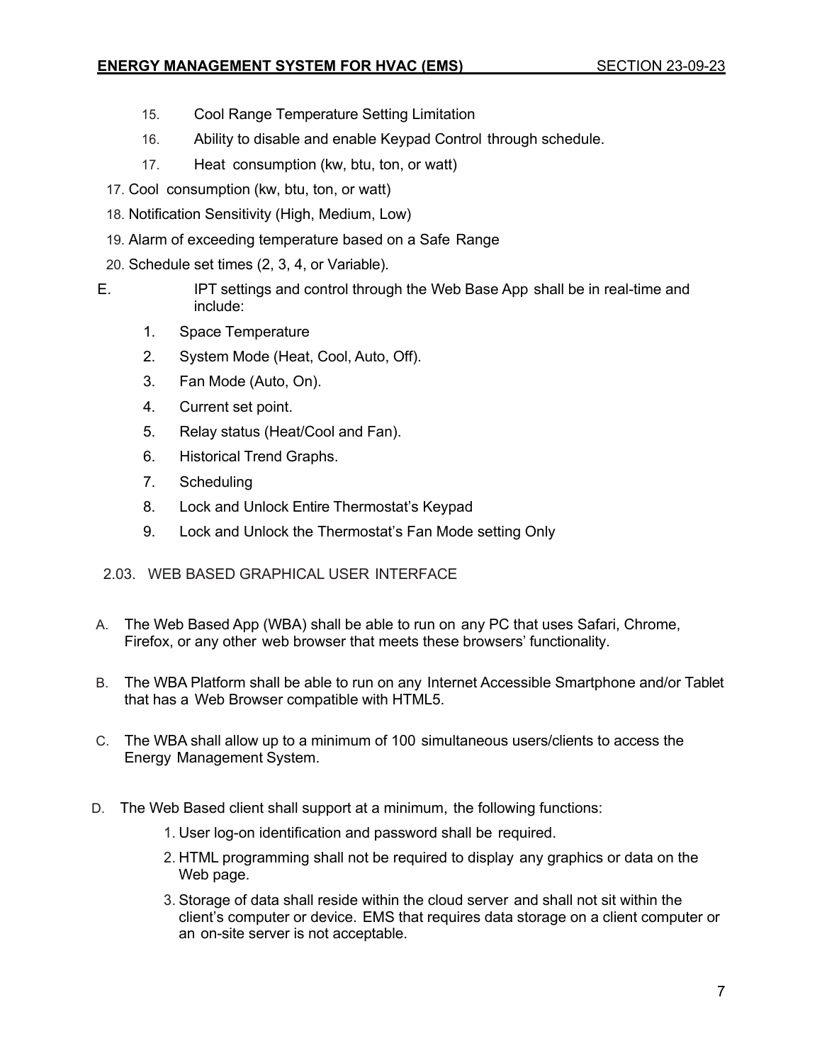15. Cool Range Temperature Setting Limitation
16. Ability to disable and enable Keypad Control through schedule.
17. Heat consumption (kw, btu, ton, or watt)
17. Cool consumption (kw, btu, ton, or watt)
18. Notification Sensitivity (High, Medium, Low)
19. Alarm of exceeding temperature based on a Safe Range
20. Schedule set times (2, 3, 4, or Variable).

E. IPT settings and control through the Web Base App shall be in real-time and include:

1. Space Temperature
2. System Mode (Heat, Cool, Auto, Off).
3. Fan Mode (Auto, On).
4. Current set point.
5. Relay status (Heat/Cool and Fan).
6. Historical Trend Graphs.
7. Scheduling
8. Lock and Unlock Entire Thermostat's Keypad
9. Lock and Unlock the Thermostat's Fan Mode setting Only

## 2.03. WEB BASED GRAPHICAL USER INTERFACE

A. The Web Based App (WBA) shall be able to run on any PC that uses Safari, Chrome, Firefox, or any other web browser that meets these browsers' functionality.

B. The WBA Platform shall be able to run on any Internet Accessible Smartphone and/or Tablet that has a Web Browser compatible with HTML5.

C. The WBA shall allow up to a minimum of 100 simultaneous users/clients to access the Energy Management System.

D. The Web Based client shall support at a minimum, the following functions:

1. User log-on identification and password shall be required.
2. HTML programming shall not be required to display any graphics or data on the Web page.
3. Storage of data shall reside within the cloud server and shall not sit within the client's computer or device. EMS that requires data storage on a client computer or an on-site server is not acceptable.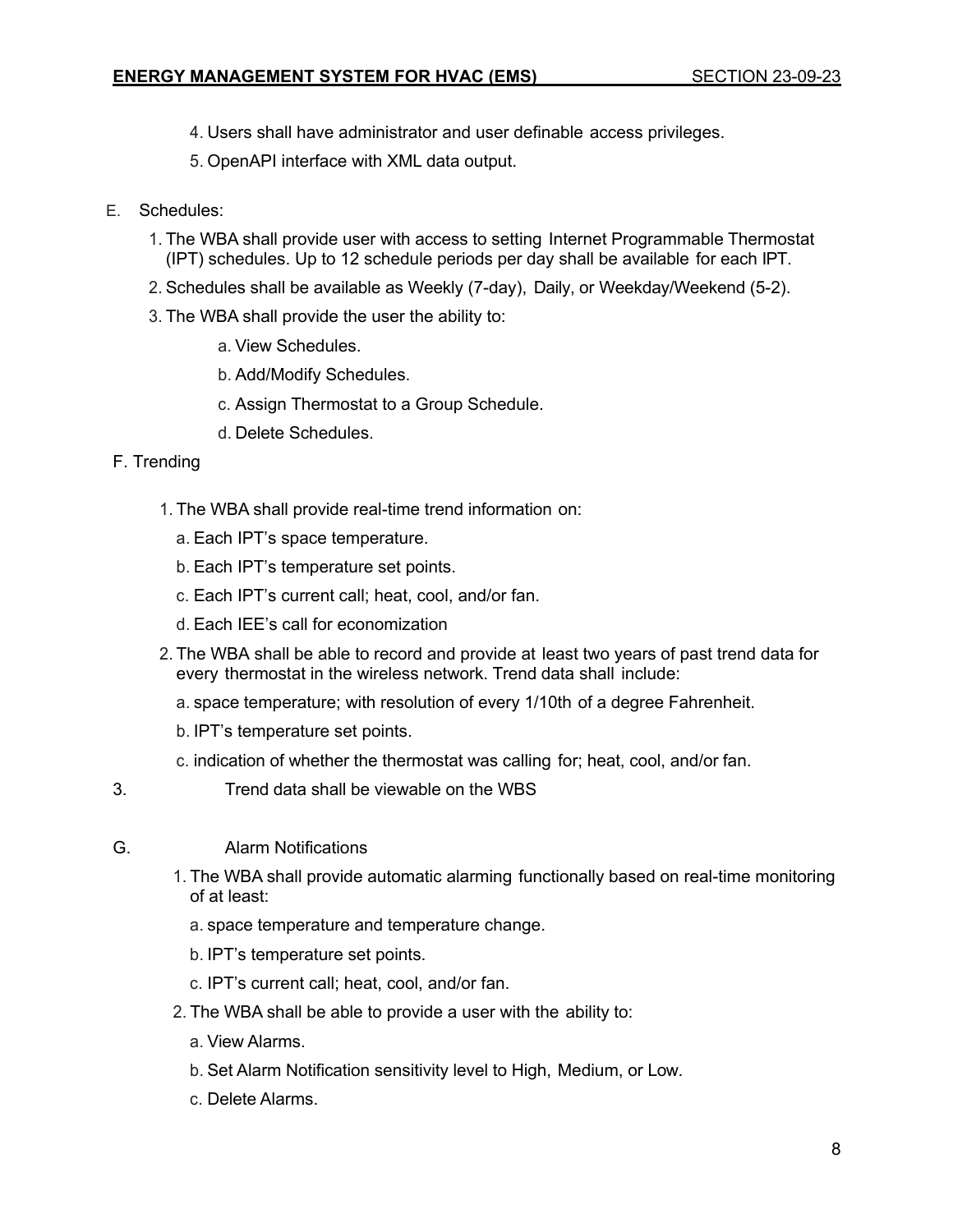4. Users shall have administrator and user definable access privileges.
5. OpenAPI interface with XML data output.

E. Schedules:

1. The WBA shall provide user with access to setting Internet Programmable Thermostat (IPT) schedules. Up to 12 schedule periods per day shall be available for each IPT.
2. Schedules shall be available as Weekly (7-day), Daily, or Weekday/Weekend (5-2).
3. The WBA shall provide the user the ability to:
   a. View Schedules.
   b. Add/Modify Schedules.
   c. Assign Thermostat to a Group Schedule.
   d. Delete Schedules.

F. Trending

1. The WBA shall provide real-time trend information on:
   a. Each IPT's space temperature.
   b. Each IPT's temperature set points.
   c. Each IPT's current call; heat, cool, and/or fan.
   d. Each IEE's call for economization
2. The WBA shall be able to record and provide at least two years of past trend data for every thermostat in the wireless network. Trend data shall include:
   a. space temperature; with resolution of every 1/10th of a degree Fahrenheit.
   b. IPT's temperature set points.
   c. indication of whether the thermostat was calling for; heat, cool, and/or fan.
3. Trend data shall be viewable on the WBS

G. Alarm Notifications

1. The WBA shall provide automatic alarming functionally based on real-time monitoring of at least:
   a. space temperature and temperature change.
   b. IPT's temperature set points.
   c. IPT's current call; heat, cool, and/or fan.
2. The WBA shall be able to provide a user with the ability to:
   a. View Alarms.
   b. Set Alarm Notification sensitivity level to High, Medium, or Low.
   c. Delete Alarms.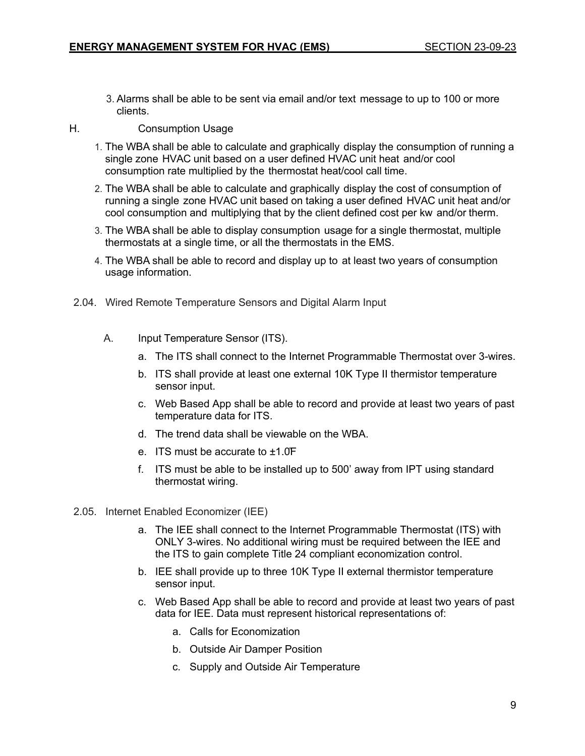3. Alarms shall be able to be sent via email and/or text message to up to 100 or more clients.

H. Consumption Usage

1. The WBA shall be able to calculate and graphically display the consumption of running a single zone HVAC unit based on a user defined HVAC unit heat and/or cool consumption rate multiplied by the thermostat heat/cool call time.
2. The WBA shall be able to calculate and graphically display the cost of consumption of running a single zone HVAC unit based on taking a user defined HVAC unit heat and/or cool consumption and multiplying that by the client defined cost per kw and/or therm.
3. The WBA shall be able to display consumption usage for a single thermostat, multiple thermostats at a single time, or all the thermostats in the EMS.
4. The WBA shall be able to record and display up to at least two years of consumption usage information.

2.04. Wired Remote Temperature Sensors and Digital Alarm Input

A. Input Temperature Sensor (ITS).

a. The ITS shall connect to the Internet Programmable Thermostat over 3-wires.

b. ITS shall provide at least one external 10K Type II thermistor temperature sensor input.

c. Web Based App shall be able to record and provide at least two years of past temperature data for ITS.

d. The trend data shall be viewable on the WBA.

e. ITS must be accurate to ±1.0̊F

f. ITS must be able to be installed up to 500’ away from IPT using standard thermostat wiring.

2.05. Internet Enabled Economizer (IEE)

a. The IEE shall connect to the Internet Programmable Thermostat (ITS) with ONLY 3-wires. No additional wiring must be required between the IEE and the ITS to gain complete Title 24 compliant economization control.

b. IEE shall provide up to three 10K Type II external thermistor temperature sensor input.

c. Web Based App shall be able to record and provide at least two years of past data for IEE. Data must represent historical representations of:

   a. Calls for Economization

   b. Outside Air Damper Position

   c. Supply and Outside Air Temperature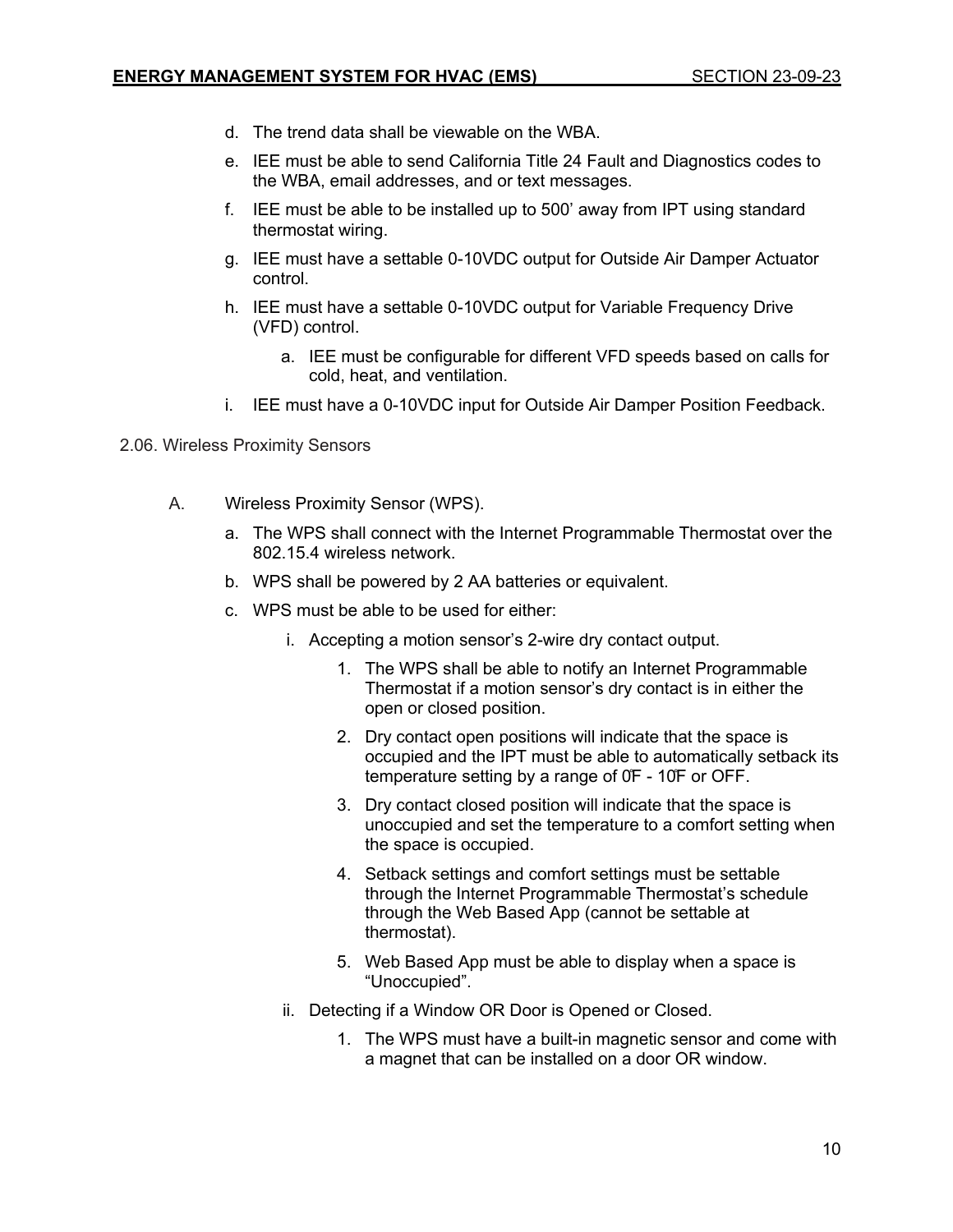d. The trend data shall be viewable on the WBA.

e. IEE must be able to send California Title 24 Fault and Diagnostics codes to the WBA, email addresses, and or text messages.

f. IEE must be able to be installed up to 500' away from IPT using standard thermostat wiring.

g. IEE must have a settable 0-10VDC output for Outside Air Damper Actuator control.

h. IEE must have a settable 0-10VDC output for Variable Frequency Drive (VFD) control.

   a. IEE must be configurable for different VFD speeds based on calls for cold, heat, and ventilation.

i. IEE must have a 0-10VDC input for Outside Air Damper Position Feedback.

2.06. Wireless Proximity Sensors

A. Wireless Proximity Sensor (WPS).

a. The WPS shall connect with the Internet Programmable Thermostat over the 802.15.4 wireless network.

b. WPS shall be powered by 2 AA batteries or equivalent.

c. WPS must be able to be used for either:

   i. Accepting a motion sensor's 2-wire dry contact output.

      1. The WPS shall be able to notify an Internet Programmable Thermostat if a motion sensor's dry contact is in either the open or closed position.

      2. Dry contact open positions will indicate that the space is occupied and the IPT must be able to automatically setback its temperature setting by a range of 0̊F - 10̊F or OFF.

      3. Dry contact closed position will indicate that the space is unoccupied and set the temperature to a comfort setting when the space is occupied.

      4. Setback settings and comfort settings must be settable through the Internet Programmable Thermostat's schedule through the Web Based App (cannot be settable at thermostat).

      5. Web Based App must be able to display when a space is "Unoccupied".

   ii. Detecting if a Window OR Door is Opened or Closed.

      1. The WPS must have a built-in magnetic sensor and come with a magnet that can be installed on a door OR window.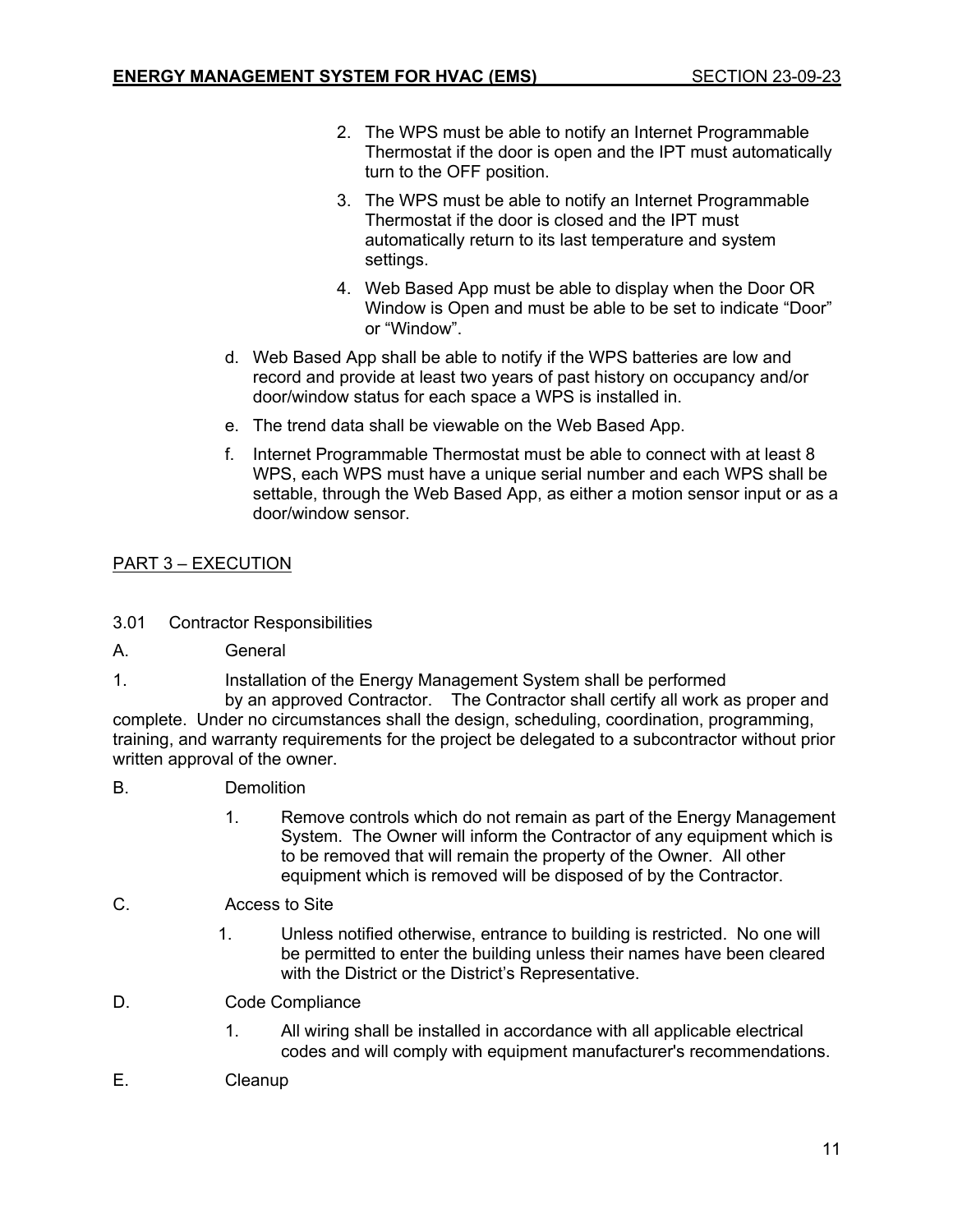2. The WPS must be able to notify an Internet Programmable Thermostat if the door is open and the IPT must automatically turn to the OFF position.
3. The WPS must be able to notify an Internet Programmable Thermostat if the door is closed and the IPT must automatically return to its last temperature and system settings.
4. Web Based App must be able to display when the Door OR Window is Open and must be able to be set to indicate "Door" or "Window".

d. Web Based App shall be able to notify if the WPS batteries are low and record and provide at least two years of past history on occupancy and/or door/window status for each space a WPS is installed in.

e. The trend data shall be viewable on the Web Based App.

f. Internet Programmable Thermostat must be able to connect with at least 8 WPS, each WPS must have a unique serial number and each WPS shall be settable, through the Web Based App, as either a motion sensor input or as a door/window sensor.

## PART 3 – EXECUTION

3.01 Contractor Responsibilities

A. General

1. Installation of the Energy Management System shall be performed by an approved Contractor. The Contractor shall certify all work as proper and complete. Under no circumstances shall the design, scheduling, coordination, programming, training, and warranty requirements for the project be delegated to a subcontractor without prior written approval of the owner.

B. Demolition

1. Remove controls which do not remain as part of the Energy Management System. The Owner will inform the Contractor of any equipment which is to be removed that will remain the property of the Owner. All other equipment which is removed will be disposed of by the Contractor.

C. Access to Site

1. Unless notified otherwise, entrance to building is restricted. No one will be permitted to enter the building unless their names have been cleared with the District or the District's Representative.

D. Code Compliance

1. All wiring shall be installed in accordance with all applicable electrical codes and will comply with equipment manufacturer's recommendations.

E. Cleanup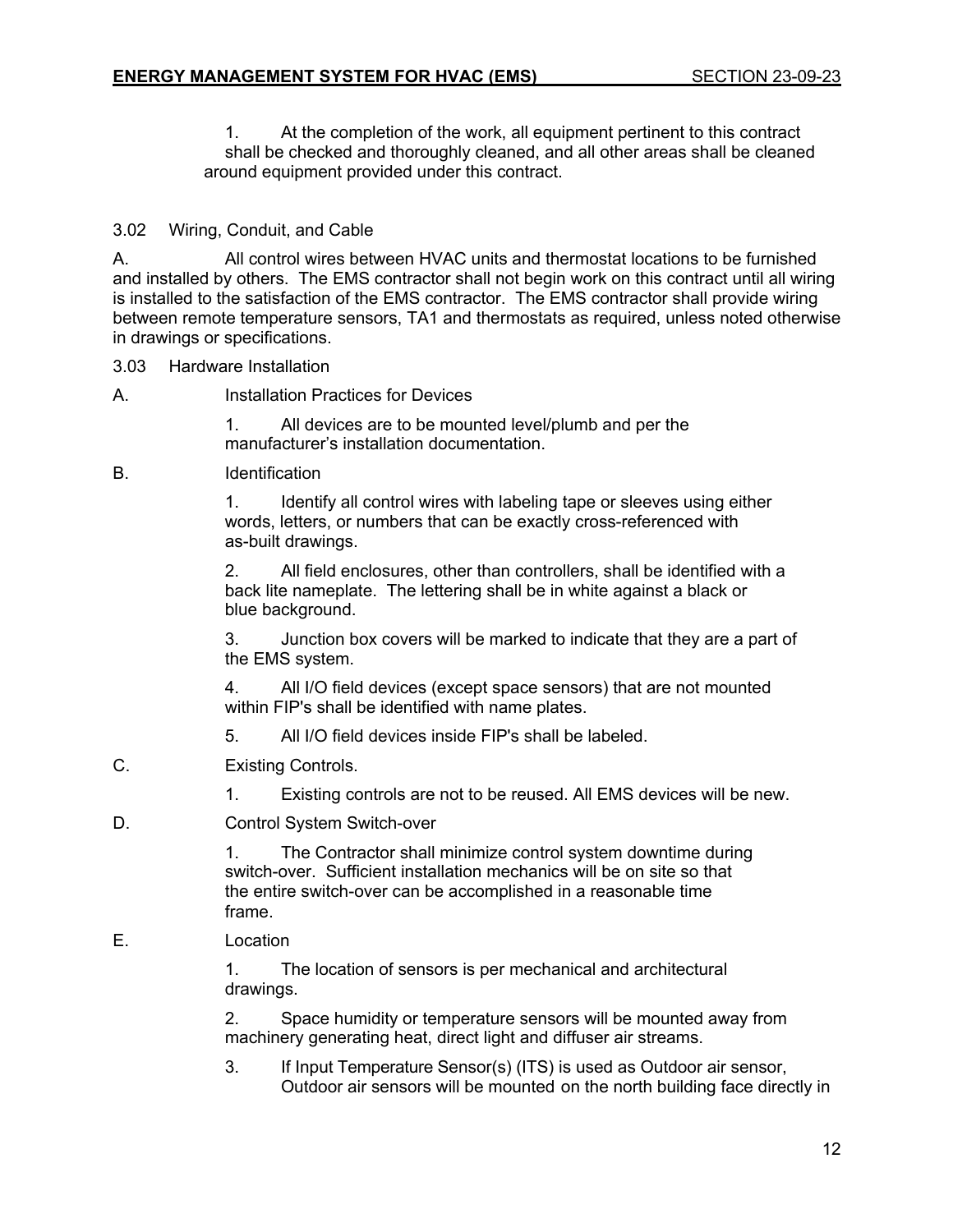1. At the completion of the work, all equipment pertinent to this contract shall be checked and thoroughly cleaned, and all other areas shall be cleaned around equipment provided under this contract.

3.02 Wiring, Conduit, and Cable

A. All control wires between HVAC units and thermostat locations to be furnished and installed by others. The EMS contractor shall not begin work on this contract until all wiring is installed to the satisfaction of the EMS contractor. The EMS contractor shall provide wiring between remote temperature sensors, TA1 and thermostats as required, unless noted otherwise in drawings or specifications.

3.03 Hardware Installation

A. Installation Practices for Devices

1. All devices are to be mounted level/plumb and per the manufacturer's installation documentation.

B. Identification

1. Identify all control wires with labeling tape or sleeves using either words, letters, or numbers that can be exactly cross-referenced with as-built drawings.

2. All field enclosures, other than controllers, shall be identified with a back lite nameplate. The lettering shall be in white against a black or blue background.

3. Junction box covers will be marked to indicate that they are a part of the EMS system.

4. All I/O field devices (except space sensors) that are not mounted within FIP's shall be identified with name plates.

5. All I/O field devices inside FIP's shall be labeled.

C. Existing Controls.

1. Existing controls are not to be reused. All EMS devices will be new.

D. Control System Switch-over

1. The Contractor shall minimize control system downtime during switch-over. Sufficient installation mechanics will be on site so that the entire switch-over can be accomplished in a reasonable time frame.

E. Location

1. The location of sensors is per mechanical and architectural drawings.

2. Space humidity or temperature sensors will be mounted away from machinery generating heat, direct light and diffuser air streams.

3. If Input Temperature Sensor(s) (ITS) is used as Outdoor air sensor, Outdoor air sensors will be mounted on the north building face directly in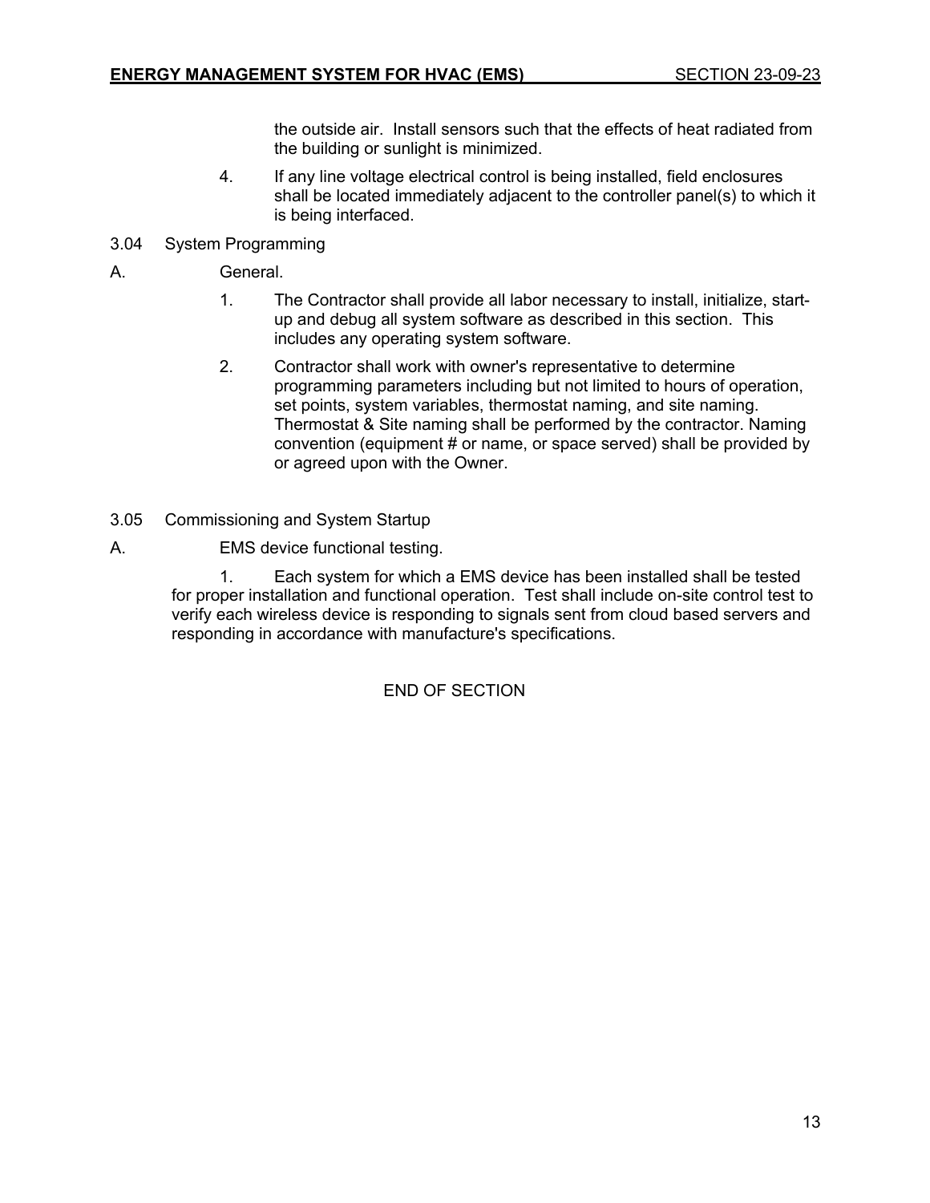the outside air. Install sensors such that the effects of heat radiated from the building or sunlight is minimized.

4. If any line voltage electrical control is being installed, field enclosures shall be located immediately adjacent to the controller panel(s) to which it is being interfaced.

3.04 System Programming

A. General.

1. The Contractor shall provide all labor necessary to install, initialize, start-up and debug all system software as described in this section. This includes any operating system software.

2. Contractor shall work with owner's representative to determine programming parameters including but not limited to hours of operation, set points, system variables, thermostat naming, and site naming. Thermostat & Site naming shall be performed by the contractor. Naming convention (equipment # or name, or space served) shall be provided by or agreed upon with the Owner.

3.05 Commissioning and System Startup

A. EMS device functional testing.

1. Each system for which a EMS device has been installed shall be tested for proper installation and functional operation. Test shall include on-site control test to verify each wireless device is responding to signals sent from cloud based servers and responding in accordance with manufacture's specifications.

END OF SECTION